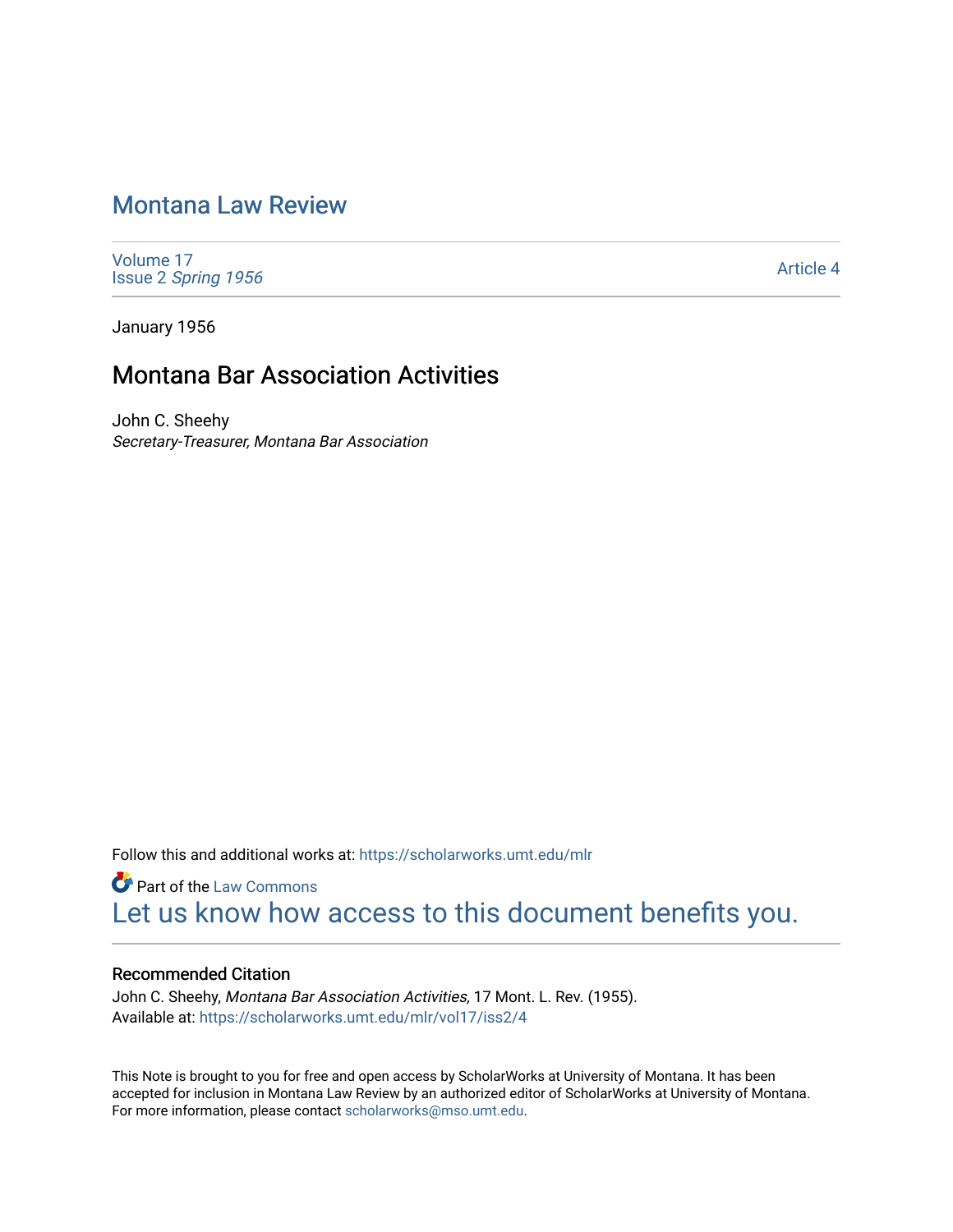# Montana Law Review

Volume 17
Issue 2 *Spring 1956*

Article 4

January 1956

## Montana Bar Association Activities

John C. Sheehy
*Secretary-Treasurer, Montana Bar Association*

Follow this and additional works at: https://scholarworks.umt.edu/mlr

Part of the Law Commons

Let us know how access to this document benefits you.

### Recommended Citation

John C. Sheehy, *Montana Bar Association Activities,* 17 Mont. L. Rev. (1955).
Available at: https://scholarworks.umt.edu/mlr/vol17/iss2/4

This Note is brought to you for free and open access by ScholarWorks at University of Montana. It has been accepted for inclusion in Montana Law Review by an authorized editor of ScholarWorks at University of Montana. For more information, please contact scholarworks@mso.umt.edu.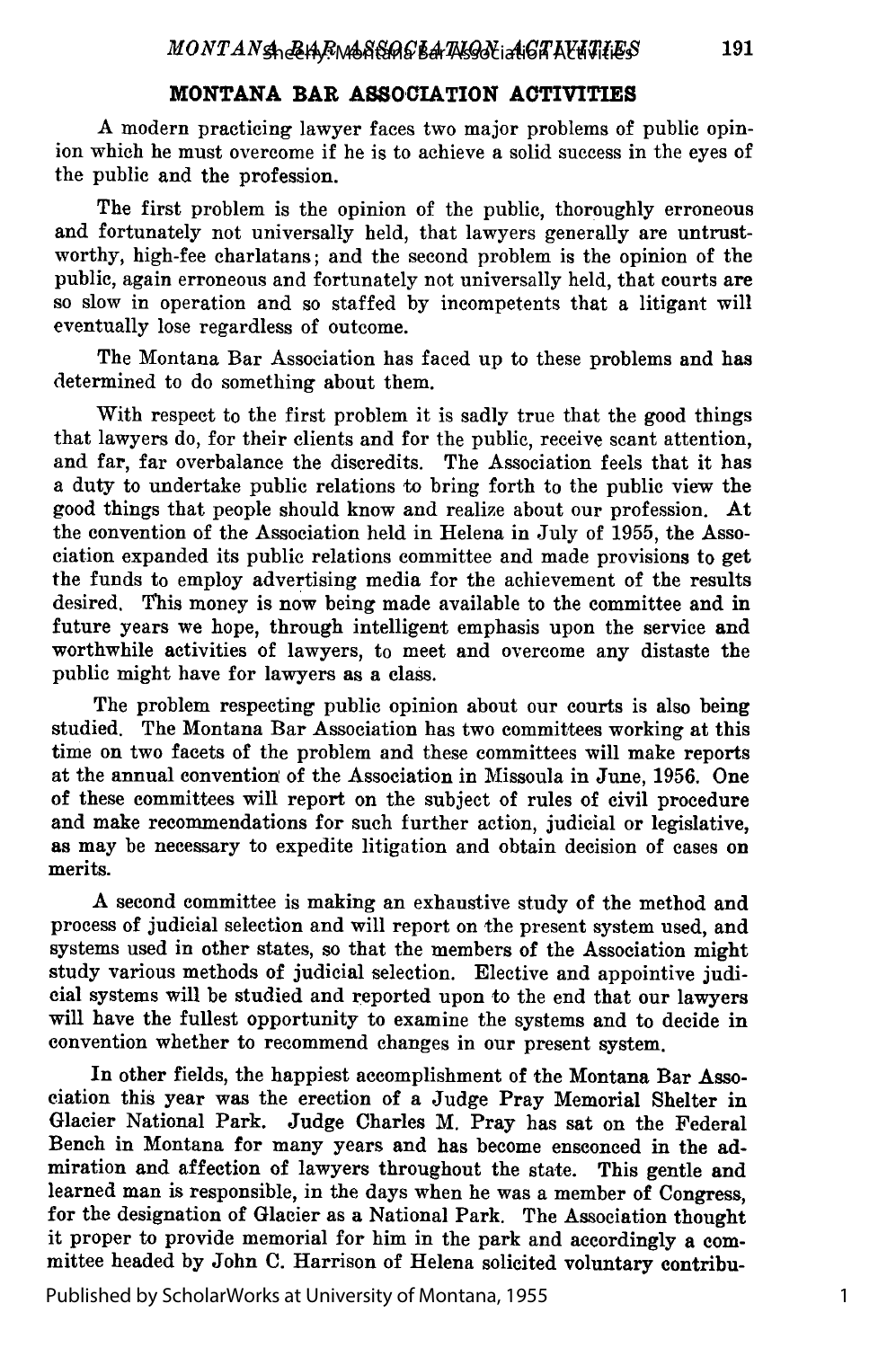## MONTANA BAR ASSOCIATION ACTIVITIES

A modern practicing lawyer faces two major problems of public opinion which he must overcome if he is to achieve a solid success in the eyes of the public and the profession.

The first problem is the opinion of the public, thoroughly erroneous and fortunately not universally held, that lawyers generally are untrustworthy, high-fee charlatans; and the second problem is the opinion of the public, again erroneous and fortunately not universally held, that courts are so slow in operation and so staffed by incompetents that a litigant will eventually lose regardless of outcome.

The Montana Bar Association has faced up to these problems and has determined to do something about them.

With respect to the first problem it is sadly true that the good things that lawyers do, for their clients and for the public, receive scant attention, and far, far overbalance the discredits. The Association feels that it has a duty to undertake public relations to bring forth to the public view the good things that people should know and realize about our profession. At the convention of the Association held in Helena in July of 1955, the Association expanded its public relations committee and made provisions to get the funds to employ advertising media for the achievement of the results desired. This money is now being made available to the committee and in future years we hope, through intelligent emphasis upon the service and worthwhile activities of lawyers, to meet and overcome any distaste the public might have for lawyers as a class.

The problem respecting public opinion about our courts is also being studied. The Montana Bar Association has two committees working at this time on two facets of the problem and these committees will make reports at the annual convention of the Association in Missoula in June, 1956. One of these committees will report on the subject of rules of civil procedure and make recommendations for such further action, judicial or legislative, as may be necessary to expedite litigation and obtain decision of cases on merits.

A second committee is making an exhaustive study of the method and process of judicial selection and will report on the present system used, and systems used in other states, so that the members of the Association might study various methods of judicial selection. Elective and appointive judicial systems will be studied and reported upon to the end that our lawyers will have the fullest opportunity to examine the systems and to decide in convention whether to recommend changes in our present system.

In other fields, the happiest accomplishment of the Montana Bar Association this year was the erection of a Judge Pray Memorial Shelter in Glacier National Park. Judge Charles M. Pray has sat on the Federal Bench in Montana for many years and has become ensconced in the admiration and affection of lawyers throughout the state. This gentle and learned man is responsible, in the days when he was a member of Congress, for the designation of Glacier as a National Park. The Association thought it proper to provide memorial for him in the park and accordingly a committee headed by John C. Harrison of Helena solicited voluntary contribu-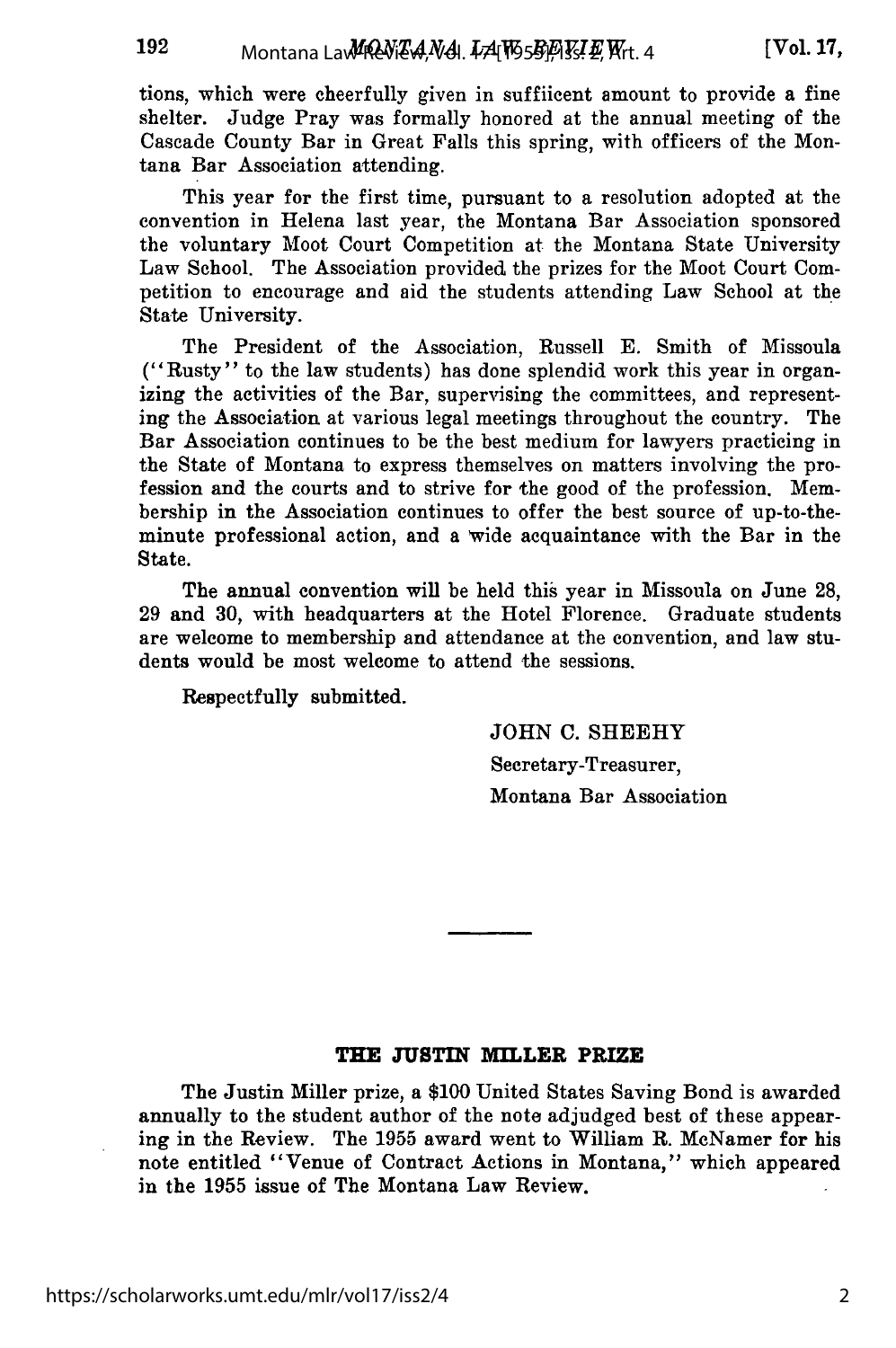tions, which were cheerfully given in suffiicent amount to provide a fine shelter. Judge Pray was formally honored at the annual meeting of the Cascade County Bar in Great Falls this spring, with officers of the Montana Bar Association attending.

This year for the first time, pursuant to a resolution adopted at the convention in Helena last year, the Montana Bar Association sponsored the voluntary Moot Court Competition at the Montana State University Law School. The Association provided the prizes for the Moot Court Competition to encourage and aid the students attending Law School at the State University.

The President of the Association, Russell E. Smith of Missoula ("Rusty" to the law students) has done splendid work this year in organizing the activities of the Bar, supervising the committees, and representing the Association at various legal meetings throughout the country. The Bar Association continues to be the best medium for lawyers practicing in the State of Montana to express themselves on matters involving the profession and the courts and to strive for the good of the profession. Membership in the Association continues to offer the best source of up-to-the-minute professional action, and a wide acquaintance with the Bar in the State.

The annual convention will be held this year in Missoula on June 28, 29 and 30, with headquarters at the Hotel Florence. Graduate students are welcome to membership and attendance at the convention, and law students would be most welcome to attend the sessions.

Respectfully submitted.

JOHN C. SHEEHY
Secretary-Treasurer,
Montana Bar Association

## THE JUSTIN MILLER PRIZE

The Justin Miller prize, a $100 United States Saving Bond is awarded annually to the student author of the note adjudged best of these appearing in the Review. The 1955 award went to William R. McNamer for his note entitled "Venue of Contract Actions in Montana," which appeared in the 1955 issue of The Montana Law Review.